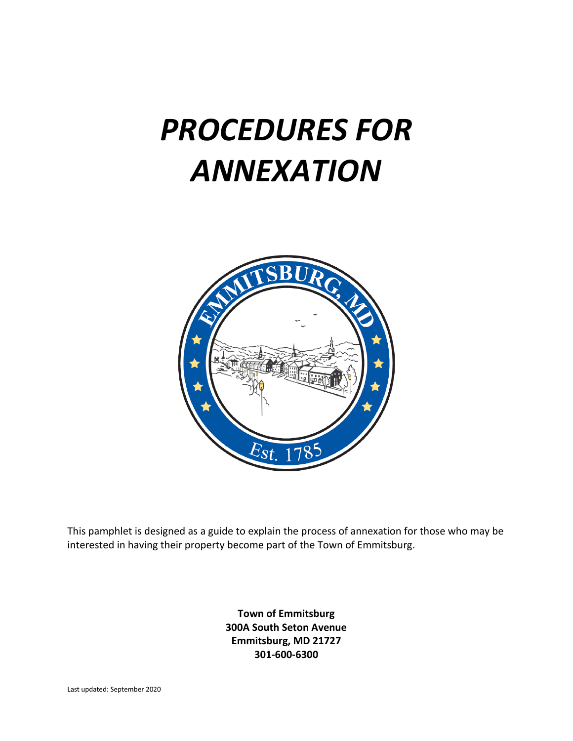# *PROCEDURES FOR ANNEXATION*

This pamphlet is designed as a guide to explain the process of annexation for those who may be interested in having their property become part of the Town of Emmitsburg.

**Town of Emmitsburg**
**300A South Seton Avenue**
**Emmitsburg, MD 21727**
**301-600-6300**

Last updated: September 2020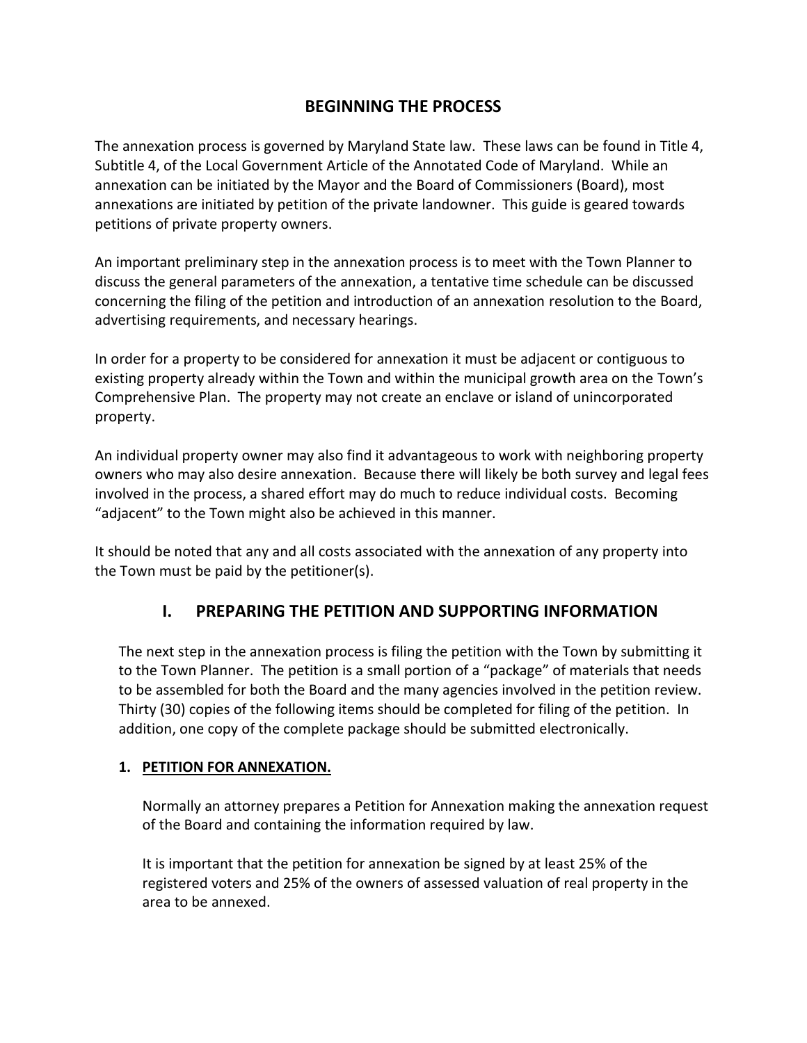# BEGINNING THE PROCESS

The annexation process is governed by Maryland State law. These laws can be found in Title 4, Subtitle 4, of the Local Government Article of the Annotated Code of Maryland. While an annexation can be initiated by the Mayor and the Board of Commissioners (Board), most annexations are initiated by petition of the private landowner. This guide is geared towards petitions of private property owners.

An important preliminary step in the annexation process is to meet with the Town Planner to discuss the general parameters of the annexation, a tentative time schedule can be discussed concerning the filing of the petition and introduction of an annexation resolution to the Board, advertising requirements, and necessary hearings.

In order for a property to be considered for annexation it must be adjacent or contiguous to existing property already within the Town and within the municipal growth area on the Town's Comprehensive Plan. The property may not create an enclave or island of unincorporated property.

An individual property owner may also find it advantageous to work with neighboring property owners who may also desire annexation. Because there will likely be both survey and legal fees involved in the process, a shared effort may do much to reduce individual costs. Becoming "adjacent" to the Town might also be achieved in this manner.

It should be noted that any and all costs associated with the annexation of any property into the Town must be paid by the petitioner(s).

## I. PREPARING THE PETITION AND SUPPORTING INFORMATION

The next step in the annexation process is filing the petition with the Town by submitting it to the Town Planner. The petition is a small portion of a "package" of materials that needs to be assembled for both the Board and the many agencies involved in the petition review. Thirty (30) copies of the following items should be completed for filing of the petition. In addition, one copy of the complete package should be submitted electronically.

### 1. PETITION FOR ANNEXATION.

Normally an attorney prepares a Petition for Annexation making the annexation request of the Board and containing the information required by law.

It is important that the petition for annexation be signed by at least 25% of the registered voters and 25% of the owners of assessed valuation of real property in the area to be annexed.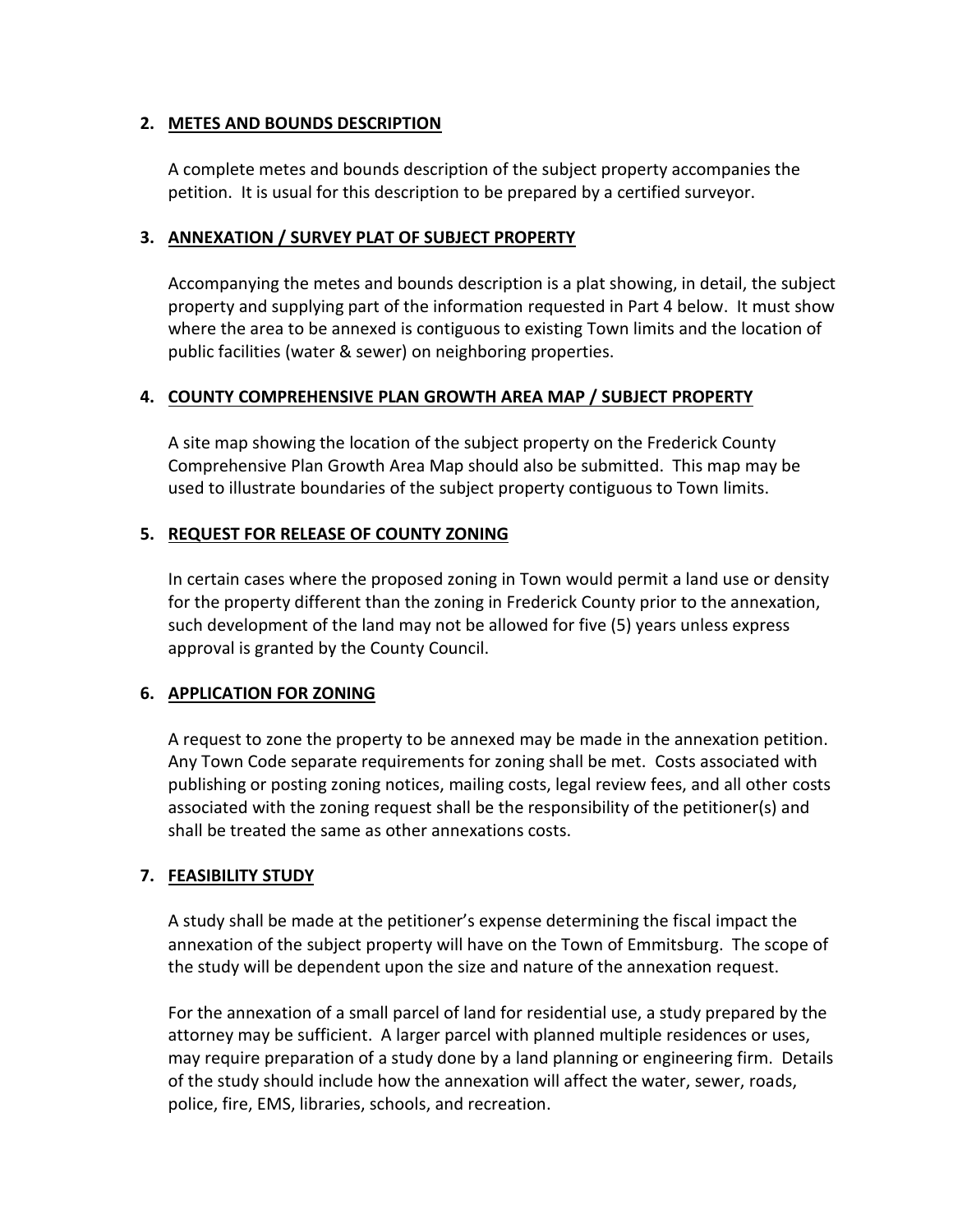## 2. METES AND BOUNDS DESCRIPTION

A complete metes and bounds description of the subject property accompanies the petition. It is usual for this description to be prepared by a certified surveyor.

## 3. ANNEXATION / SURVEY PLAT OF SUBJECT PROPERTY

Accompanying the metes and bounds description is a plat showing, in detail, the subject property and supplying part of the information requested in Part 4 below. It must show where the area to be annexed is contiguous to existing Town limits and the location of public facilities (water & sewer) on neighboring properties.

## 4. COUNTY COMPREHENSIVE PLAN GROWTH AREA MAP / SUBJECT PROPERTY

A site map showing the location of the subject property on the Frederick County Comprehensive Plan Growth Area Map should also be submitted. This map may be used to illustrate boundaries of the subject property contiguous to Town limits.

## 5. REQUEST FOR RELEASE OF COUNTY ZONING

In certain cases where the proposed zoning in Town would permit a land use or density for the property different than the zoning in Frederick County prior to the annexation, such development of the land may not be allowed for five (5) years unless express approval is granted by the County Council.

## 6. APPLICATION FOR ZONING

A request to zone the property to be annexed may be made in the annexation petition. Any Town Code separate requirements for zoning shall be met. Costs associated with publishing or posting zoning notices, mailing costs, legal review fees, and all other costs associated with the zoning request shall be the responsibility of the petitioner(s) and shall be treated the same as other annexations costs.

## 7. FEASIBILITY STUDY

A study shall be made at the petitioner's expense determining the fiscal impact the annexation of the subject property will have on the Town of Emmitsburg. The scope of the study will be dependent upon the size and nature of the annexation request.

For the annexation of a small parcel of land for residential use, a study prepared by the attorney may be sufficient. A larger parcel with planned multiple residences or uses, may require preparation of a study done by a land planning or engineering firm. Details of the study should include how the annexation will affect the water, sewer, roads, police, fire, EMS, libraries, schools, and recreation.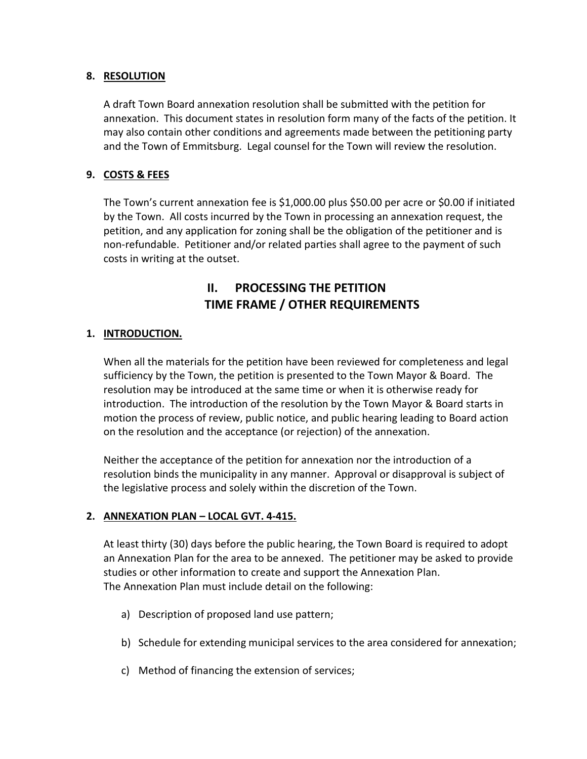### 8. RESOLUTION

A draft Town Board annexation resolution shall be submitted with the petition for annexation. This document states in resolution form many of the facts of the petition. It may also contain other conditions and agreements made between the petitioning party and the Town of Emmitsburg. Legal counsel for the Town will review the resolution.

### 9. COSTS & FEES

The Town's current annexation fee is $1,000.00 plus $50.00 per acre or $0.00 if initiated by the Town. All costs incurred by the Town in processing an annexation request, the petition, and any application for zoning shall be the obligation of the petitioner and is non-refundable. Petitioner and/or related parties shall agree to the payment of such costs in writing at the outset.

## II. PROCESSING THE PETITION TIME FRAME / OTHER REQUIREMENTS

### 1. INTRODUCTION.

When all the materials for the petition have been reviewed for completeness and legal sufficiency by the Town, the petition is presented to the Town Mayor & Board. The resolution may be introduced at the same time or when it is otherwise ready for introduction. The introduction of the resolution by the Town Mayor & Board starts in motion the process of review, public notice, and public hearing leading to Board action on the resolution and the acceptance (or rejection) of the annexation.

Neither the acceptance of the petition for annexation nor the introduction of a resolution binds the municipality in any manner. Approval or disapproval is subject of the legislative process and solely within the discretion of the Town.

### 2. ANNEXATION PLAN – LOCAL GVT. 4-415.

At least thirty (30) days before the public hearing, the Town Board is required to adopt an Annexation Plan for the area to be annexed. The petitioner may be asked to provide studies or other information to create and support the Annexation Plan.
The Annexation Plan must include detail on the following:

a) Description of proposed land use pattern;

b) Schedule for extending municipal services to the area considered for annexation;

c) Method of financing the extension of services;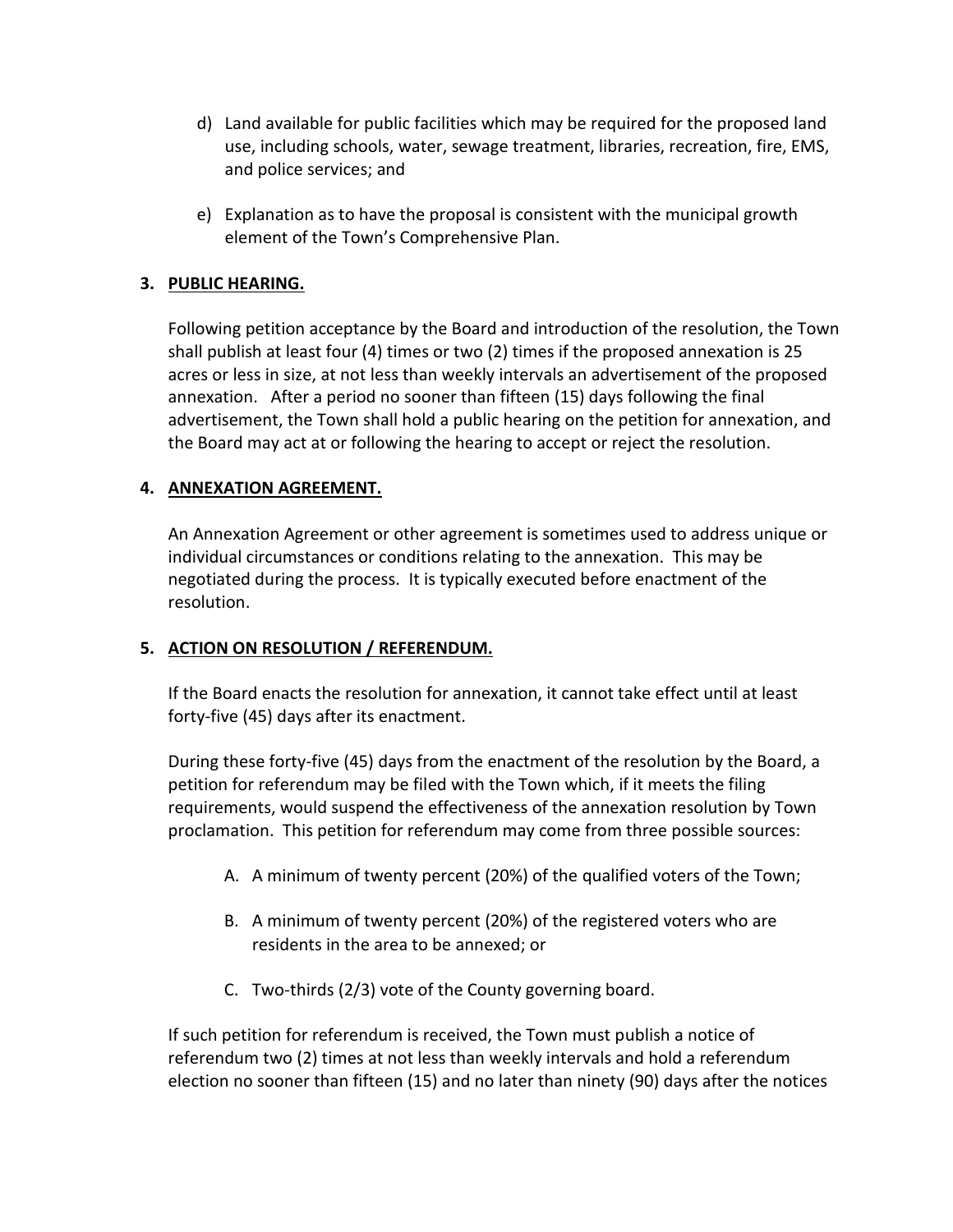d) Land available for public facilities which may be required for the proposed land use, including schools, water, sewage treatment, libraries, recreation, fire, EMS, and police services; and

e) Explanation as to have the proposal is consistent with the municipal growth element of the Town's Comprehensive Plan.

### 3. PUBLIC HEARING.

Following petition acceptance by the Board and introduction of the resolution, the Town shall publish at least four (4) times or two (2) times if the proposed annexation is 25 acres or less in size, at not less than weekly intervals an advertisement of the proposed annexation. After a period no sooner than fifteen (15) days following the final advertisement, the Town shall hold a public hearing on the petition for annexation, and the Board may act at or following the hearing to accept or reject the resolution.

### 4. ANNEXATION AGREEMENT.

An Annexation Agreement or other agreement is sometimes used to address unique or individual circumstances or conditions relating to the annexation. This may be negotiated during the process. It is typically executed before enactment of the resolution.

### 5. ACTION ON RESOLUTION / REFERENDUM.

If the Board enacts the resolution for annexation, it cannot take effect until at least forty-five (45) days after its enactment.

During these forty-five (45) days from the enactment of the resolution by the Board, a petition for referendum may be filed with the Town which, if it meets the filing requirements, would suspend the effectiveness of the annexation resolution by Town proclamation. This petition for referendum may come from three possible sources:

A. A minimum of twenty percent (20%) of the qualified voters of the Town;

B. A minimum of twenty percent (20%) of the registered voters who are residents in the area to be annexed; or

C. Two-thirds (2/3) vote of the County governing board.

If such petition for referendum is received, the Town must publish a notice of referendum two (2) times at not less than weekly intervals and hold a referendum election no sooner than fifteen (15) and no later than ninety (90) days after the notices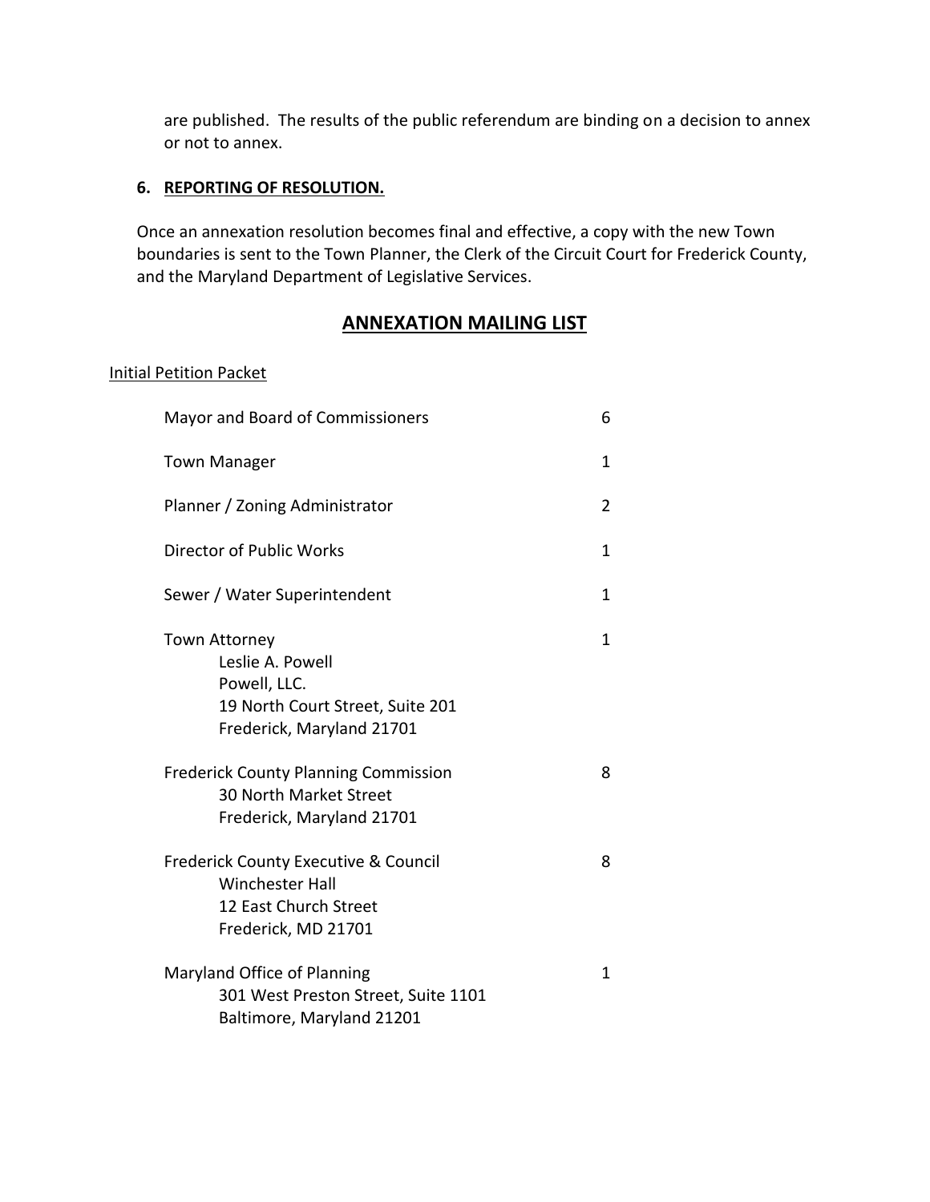are published. The results of the public referendum are binding on a decision to annex or not to annex.

### 6. REPORTING OF RESOLUTION.

Once an annexation resolution becomes final and effective, a copy with the new Town boundaries is sent to the Town Planner, the Clerk of the Circuit Court for Frederick County, and the Maryland Department of Legislative Services.

## ANNEXATION MAILING LIST

Initial Petition Packet

| Recipient | Copies |
|---|---|
| Mayor and Board of Commissioners | 6 |
| Town Manager | 1 |
| Planner / Zoning Administrator | 2 |
| Director of Public Works | 1 |
| Sewer / Water Superintendent | 1 |
| Town Attorney<br>Leslie A. Powell<br>Powell, LLC.<br>19 North Court Street, Suite 201<br>Frederick, Maryland 21701 | 1 |
| Frederick County Planning Commission<br>30 North Market Street<br>Frederick, Maryland 21701 | 8 |
| Frederick County Executive & Council<br>Winchester Hall<br>12 East Church Street<br>Frederick, MD 21701 | 8 |
| Maryland Office of Planning<br>301 West Preston Street, Suite 1101<br>Baltimore, Maryland 21201 | 1 |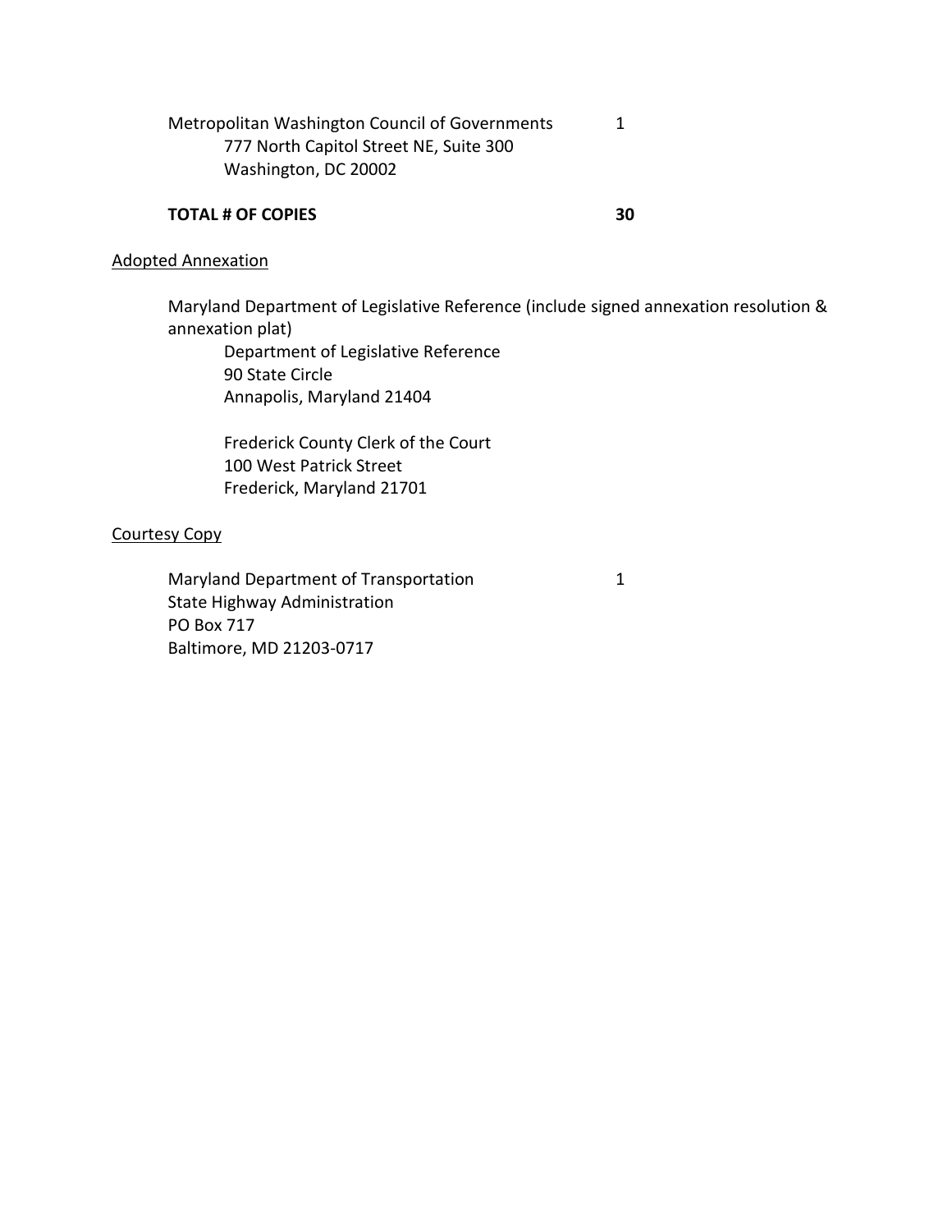Metropolitan Washington Council of Governments 1
777 North Capitol Street NE, Suite 300
Washington, DC 20002

**TOTAL # OF COPIES** **30**

<u>Adopted Annexation</u>

Maryland Department of Legislative Reference (include signed annexation resolution & annexation plat)
Department of Legislative Reference
90 State Circle
Annapolis, Maryland 21404

Frederick County Clerk of the Court
100 West Patrick Street
Frederick, Maryland 21701

<u>Courtesy Copy</u>

Maryland Department of Transportation 1
State Highway Administration
PO Box 717
Baltimore, MD 21203-0717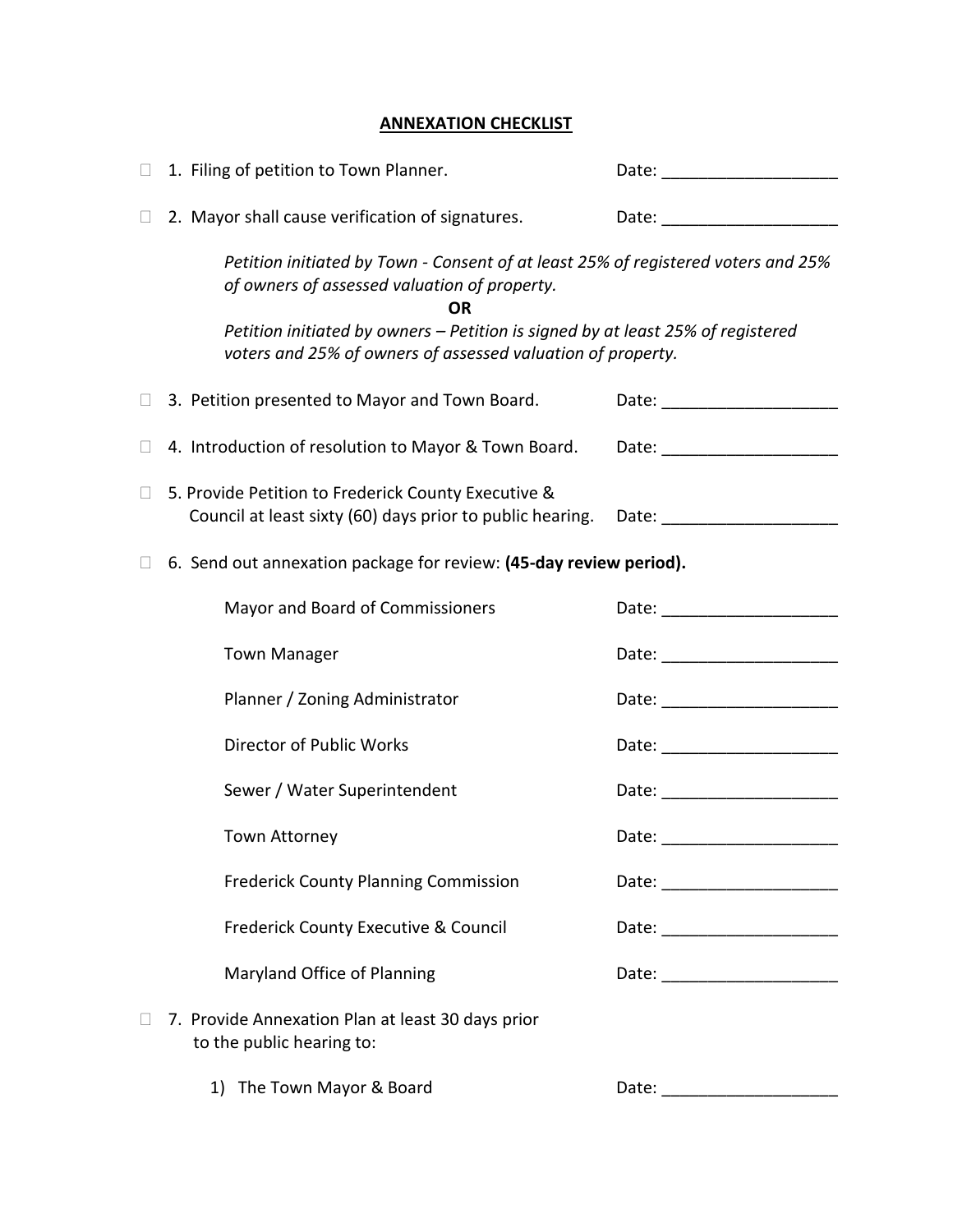## ANNEXATION CHECKLIST

- ☐ 1. Filing of petition to Town Planner. Date: ___________________

- ☐ 2. Mayor shall cause verification of signatures. Date: ___________________

  *Petition initiated by Town - Consent of at least 25% of registered voters and 25% of owners of assessed valuation of property.*

  **OR**

  *Petition initiated by owners – Petition is signed by at least 25% of registered voters and 25% of owners of assessed valuation of property.*

- ☐ 3. Petition presented to Mayor and Town Board. Date: ___________________

- ☐ 4. Introduction of resolution to Mayor & Town Board. Date: ___________________

- ☐ 5. Provide Petition to Frederick County Executive & Council at least sixty (60) days prior to public hearing. Date: ___________________

- ☐ 6. Send out annexation package for review: **(45-day review period).**

  - Mayor and Board of Commissioners Date: ___________________
  - Town Manager Date: ___________________
  - Planner / Zoning Administrator Date: ___________________
  - Director of Public Works Date: ___________________
  - Sewer / Water Superintendent Date: ___________________
  - Town Attorney Date: ___________________
  - Frederick County Planning Commission Date: ___________________
  - Frederick County Executive & Council Date: ___________________
  - Maryland Office of Planning Date: ___________________

- ☐ 7. Provide Annexation Plan at least 30 days prior to the public hearing to:

  1) The Town Mayor & Board Date: ___________________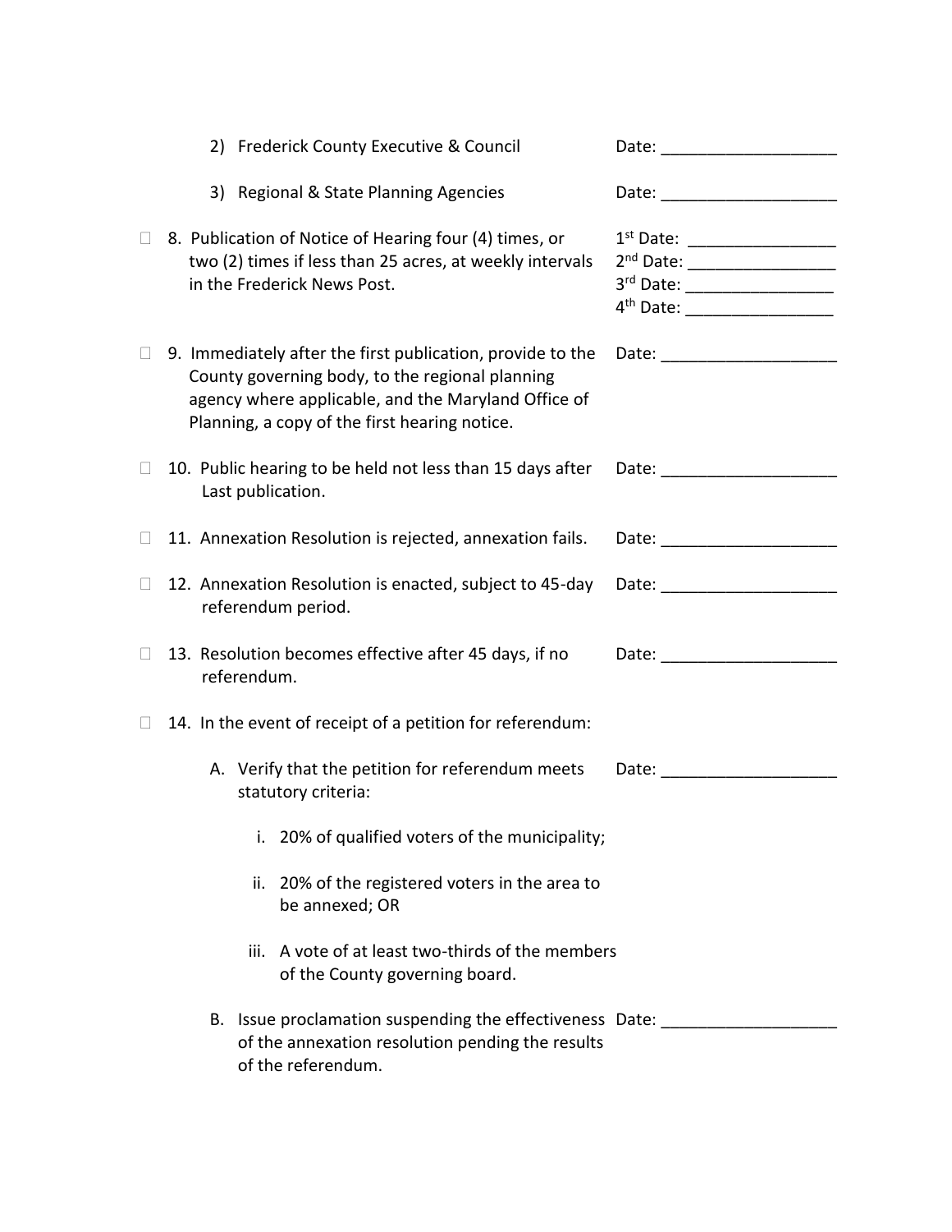2) Frederick County Executive & Council — Date: ___________________

3) Regional & State Planning Agencies — Date: ___________________

☐ 8. Publication of Notice of Hearing four (4) times, or two (2) times if less than 25 acres, at weekly intervals in the Frederick News Post.

1st Date: ________________
2nd Date: ________________
3rd Date: ________________
4th Date: ________________

☐ 9. Immediately after the first publication, provide to the County governing body, to the regional planning agency where applicable, and the Maryland Office of Planning, a copy of the first hearing notice. — Date: ___________________

☐ 10. Public hearing to be held not less than 15 days after Last publication. — Date: ___________________

☐ 11. Annexation Resolution is rejected, annexation fails. — Date: ___________________

☐ 12. Annexation Resolution is enacted, subject to 45-day referendum period. — Date: ___________________

☐ 13. Resolution becomes effective after 45 days, if no referendum. — Date: ___________________

☐ 14. In the event of receipt of a petition for referendum:

A. Verify that the petition for referendum meets statutory criteria: — Date: ___________________

i. 20% of qualified voters of the municipality;

ii. 20% of the registered voters in the area to be annexed; OR

iii. A vote of at least two-thirds of the members of the County governing board.

B. Issue proclamation suspending the effectiveness of the annexation resolution pending the results of the referendum. — Date: ___________________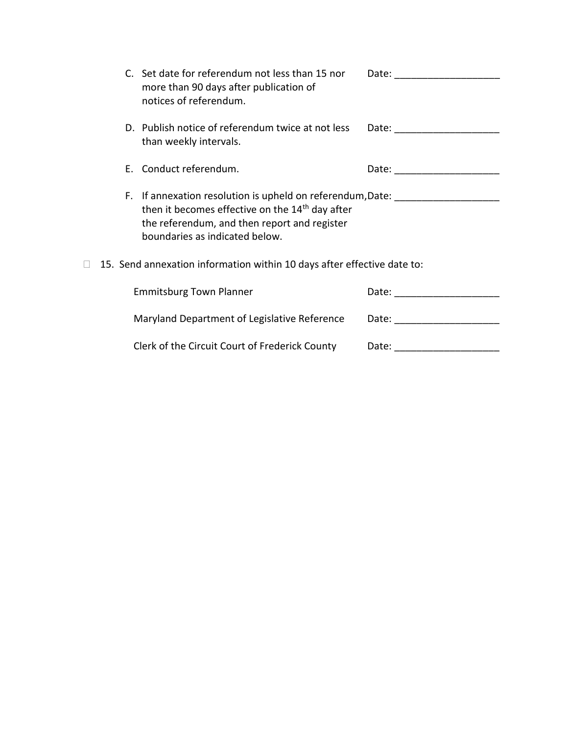C. Set date for referendum not less than 15 nor more than 90 days after publication of notices of referendum. Date: ___________________

D. Publish notice of referendum twice at not less than weekly intervals. Date: ___________________

E. Conduct referendum. Date: ___________________

F. If annexation resolution is upheld on referendum, then it becomes effective on the 14th day after the referendum, and then report and register boundaries as indicated below. Date: ___________________

☐ 15. Send annexation information within 10 days after effective date to:

Emmitsburg Town Planner Date: ___________________

Maryland Department of Legislative Reference Date: ___________________

Clerk of the Circuit Court of Frederick County Date: ___________________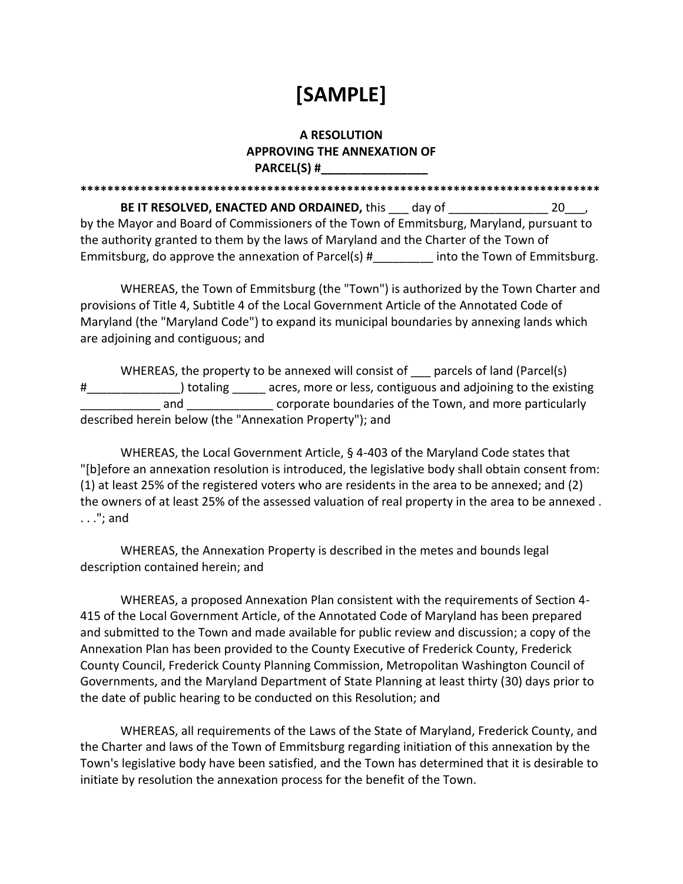# [SAMPLE]

**A RESOLUTION**
**APPROVING THE ANNEXATION OF**
**PARCEL(S) #________________**

*******************************************************************************

**BE IT RESOLVED, ENACTED AND ORDAINED,** this ___ day of _______________ 20___, by the Mayor and Board of Commissioners of the Town of Emmitsburg, Maryland, pursuant to the authority granted to them by the laws of Maryland and the Charter of the Town of Emmitsburg, do approve the annexation of Parcel(s) #_________ into the Town of Emmitsburg.

WHEREAS, the Town of Emmitsburg (the "Town") is authorized by the Town Charter and provisions of Title 4, Subtitle 4 of the Local Government Article of the Annotated Code of Maryland (the "Maryland Code") to expand its municipal boundaries by annexing lands which are adjoining and contiguous; and

WHEREAS, the property to be annexed will consist of ___ parcels of land (Parcel(s) #______________) totaling _____ acres, more or less, contiguous and adjoining to the existing ____________ and _____________ corporate boundaries of the Town, and more particularly described herein below (the "Annexation Property"); and

WHEREAS, the Local Government Article, § 4-403 of the Maryland Code states that "[b]efore an annexation resolution is introduced, the legislative body shall obtain consent from: (1) at least 25% of the registered voters who are residents in the area to be annexed; and (2) the owners of at least 25% of the assessed valuation of real property in the area to be annexed . . . ."; and

WHEREAS, the Annexation Property is described in the metes and bounds legal description contained herein; and

WHEREAS, a proposed Annexation Plan consistent with the requirements of Section 4-415 of the Local Government Article, of the Annotated Code of Maryland has been prepared and submitted to the Town and made available for public review and discussion; a copy of the Annexation Plan has been provided to the County Executive of Frederick County, Frederick County Council, Frederick County Planning Commission, Metropolitan Washington Council of Governments, and the Maryland Department of State Planning at least thirty (30) days prior to the date of public hearing to be conducted on this Resolution; and

WHEREAS, all requirements of the Laws of the State of Maryland, Frederick County, and the Charter and laws of the Town of Emmitsburg regarding initiation of this annexation by the Town's legislative body have been satisfied, and the Town has determined that it is desirable to initiate by resolution the annexation process for the benefit of the Town.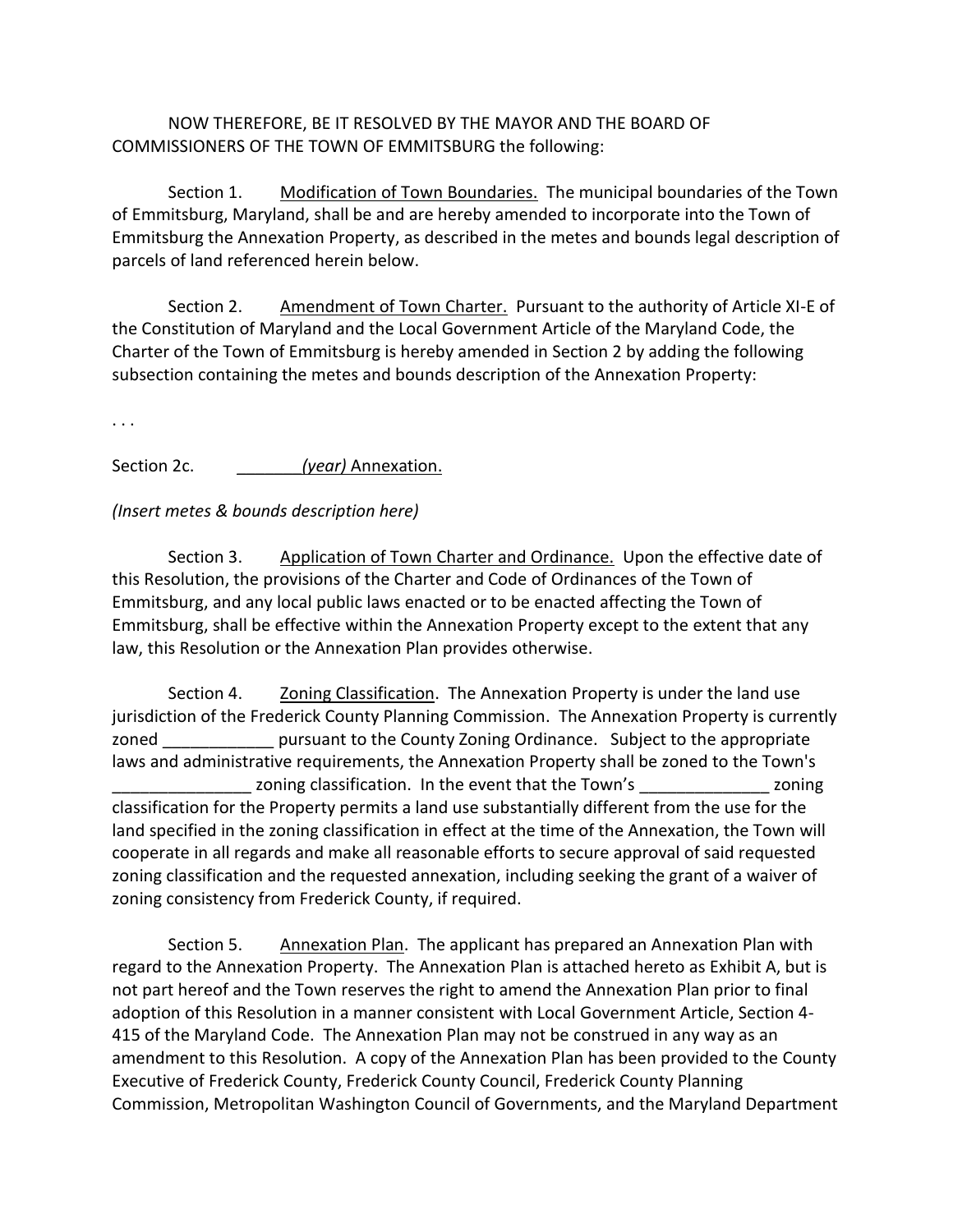NOW THEREFORE, BE IT RESOLVED BY THE MAYOR AND THE BOARD OF COMMISSIONERS OF THE TOWN OF EMMITSBURG the following:

Section 1. Modification of Town Boundaries. The municipal boundaries of the Town of Emmitsburg, Maryland, shall be and are hereby amended to incorporate into the Town of Emmitsburg the Annexation Property, as described in the metes and bounds legal description of parcels of land referenced herein below.

Section 2. Amendment of Town Charter. Pursuant to the authority of Article XI-E of the Constitution of Maryland and the Local Government Article of the Maryland Code, the Charter of the Town of Emmitsburg is hereby amended in Section 2 by adding the following subsection containing the metes and bounds description of the Annexation Property:

. . .

Section 2c. _______*(year)* Annexation.

*(Insert metes & bounds description here)*

Section 3. Application of Town Charter and Ordinance. Upon the effective date of this Resolution, the provisions of the Charter and Code of Ordinances of the Town of Emmitsburg, and any local public laws enacted or to be enacted affecting the Town of Emmitsburg, shall be effective within the Annexation Property except to the extent that any law, this Resolution or the Annexation Plan provides otherwise.

Section 4. Zoning Classification. The Annexation Property is under the land use jurisdiction of the Frederick County Planning Commission. The Annexation Property is currently zoned ____________ pursuant to the County Zoning Ordinance. Subject to the appropriate laws and administrative requirements, the Annexation Property shall be zoned to the Town's _______________ zoning classification. In the event that the Town's ______________ zoning classification for the Property permits a land use substantially different from the use for the land specified in the zoning classification in effect at the time of the Annexation, the Town will cooperate in all regards and make all reasonable efforts to secure approval of said requested zoning classification and the requested annexation, including seeking the grant of a waiver of zoning consistency from Frederick County, if required.

Section 5. Annexation Plan. The applicant has prepared an Annexation Plan with regard to the Annexation Property. The Annexation Plan is attached hereto as Exhibit A, but is not part hereof and the Town reserves the right to amend the Annexation Plan prior to final adoption of this Resolution in a manner consistent with Local Government Article, Section 4-415 of the Maryland Code. The Annexation Plan may not be construed in any way as an amendment to this Resolution. A copy of the Annexation Plan has been provided to the County Executive of Frederick County, Frederick County Council, Frederick County Planning Commission, Metropolitan Washington Council of Governments, and the Maryland Department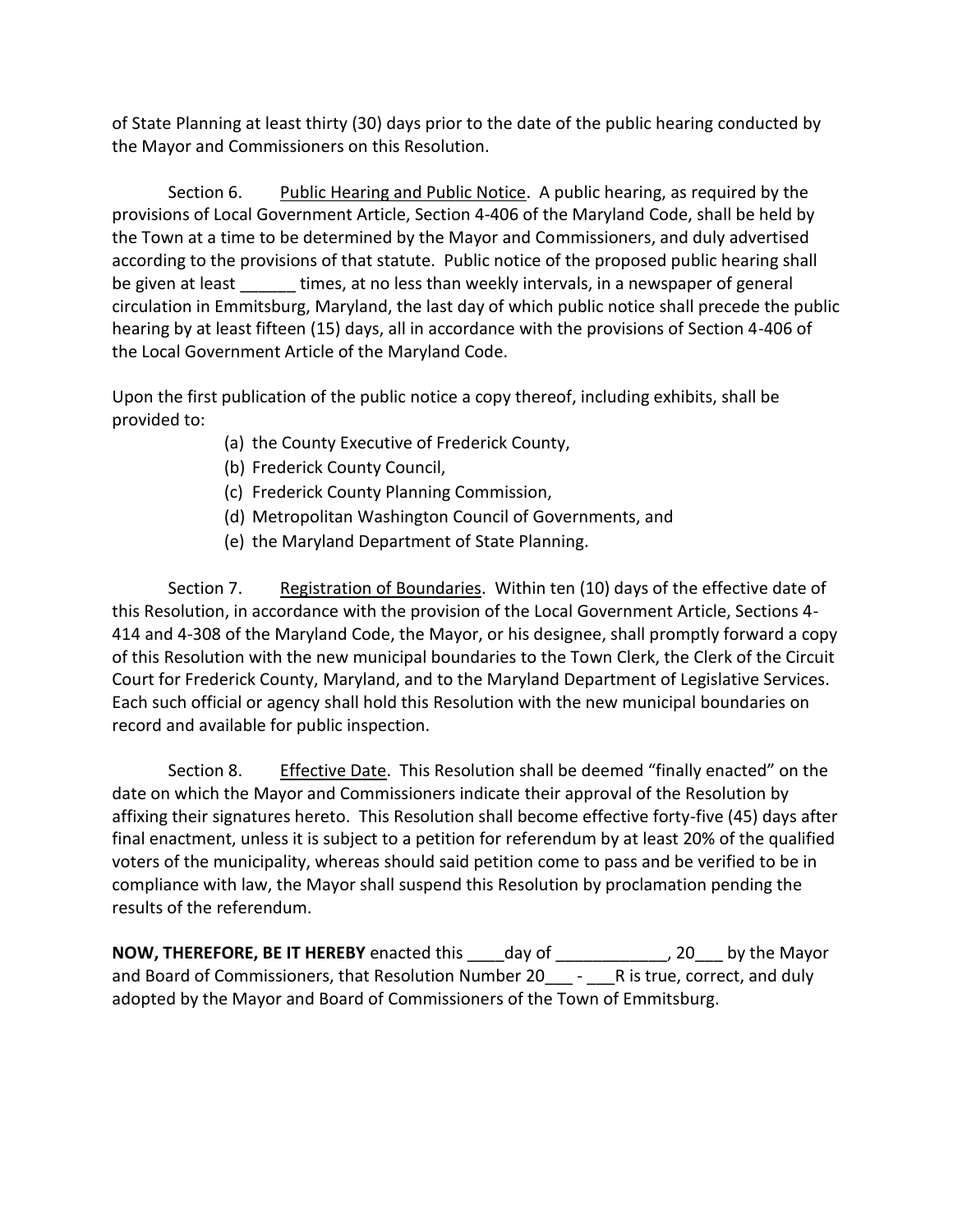of State Planning at least thirty (30) days prior to the date of the public hearing conducted by the Mayor and Commissioners on this Resolution.

Section 6. Public Hearing and Public Notice. A public hearing, as required by the provisions of Local Government Article, Section 4-406 of the Maryland Code, shall be held by the Town at a time to be determined by the Mayor and Commissioners, and duly advertised according to the provisions of that statute. Public notice of the proposed public hearing shall be given at least ______ times, at no less than weekly intervals, in a newspaper of general circulation in Emmitsburg, Maryland, the last day of which public notice shall precede the public hearing by at least fifteen (15) days, all in accordance with the provisions of Section 4-406 of the Local Government Article of the Maryland Code.

Upon the first publication of the public notice a copy thereof, including exhibits, shall be provided to:

(a) the County Executive of Frederick County,
(b) Frederick County Council,
(c) Frederick County Planning Commission,
(d) Metropolitan Washington Council of Governments, and
(e) the Maryland Department of State Planning.

Section 7. Registration of Boundaries. Within ten (10) days of the effective date of this Resolution, in accordance with the provision of the Local Government Article, Sections 4-414 and 4-308 of the Maryland Code, the Mayor, or his designee, shall promptly forward a copy of this Resolution with the new municipal boundaries to the Town Clerk, the Clerk of the Circuit Court for Frederick County, Maryland, and to the Maryland Department of Legislative Services. Each such official or agency shall hold this Resolution with the new municipal boundaries on record and available for public inspection.

Section 8. Effective Date. This Resolution shall be deemed "finally enacted" on the date on which the Mayor and Commissioners indicate their approval of the Resolution by affixing their signatures hereto. This Resolution shall become effective forty-five (45) days after final enactment, unless it is subject to a petition for referendum by at least 20% of the qualified voters of the municipality, whereas should said petition come to pass and be verified to be in compliance with law, the Mayor shall suspend this Resolution by proclamation pending the results of the referendum.

**NOW, THEREFORE, BE IT HEREBY** enacted this ____day of ____________, 20___ by the Mayor and Board of Commissioners, that Resolution Number 20___ - ___R is true, correct, and duly adopted by the Mayor and Board of Commissioners of the Town of Emmitsburg.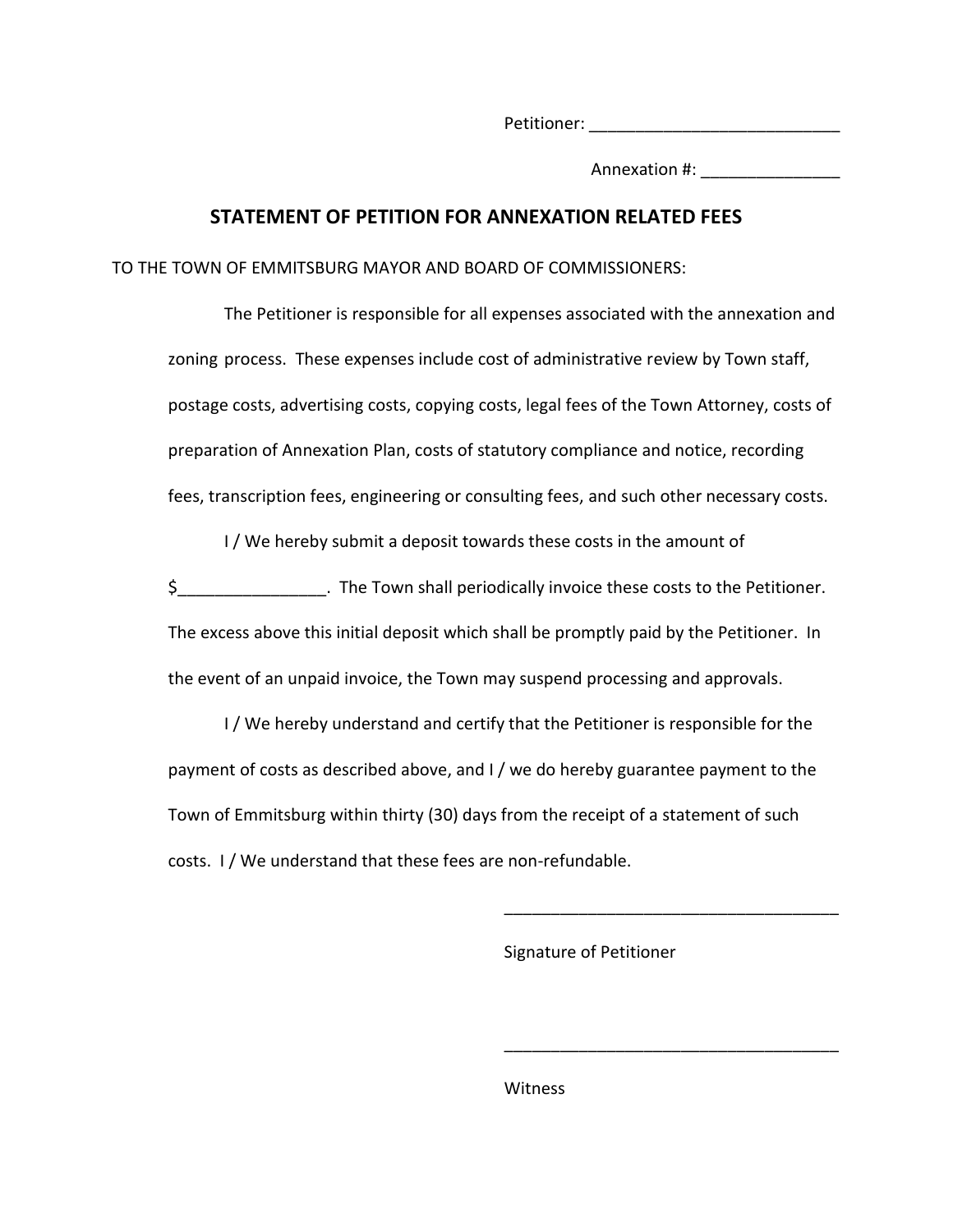Petitioner: ___________________________

Annexation #: _______________

## STATEMENT OF PETITION FOR ANNEXATION RELATED FEES

TO THE TOWN OF EMMITSBURG MAYOR AND BOARD OF COMMISSIONERS:

The Petitioner is responsible for all expenses associated with the annexation and zoning process. These expenses include cost of administrative review by Town staff, postage costs, advertising costs, copying costs, legal fees of the Town Attorney, costs of preparation of Annexation Plan, costs of statutory compliance and notice, recording fees, transcription fees, engineering or consulting fees, and such other necessary costs.

I / We hereby submit a deposit towards these costs in the amount of $________________. The Town shall periodically invoice these costs to the Petitioner. The excess above this initial deposit which shall be promptly paid by the Petitioner. In the event of an unpaid invoice, the Town may suspend processing and approvals.

I / We hereby understand and certify that the Petitioner is responsible for the payment of costs as described above, and I / we do hereby guarantee payment to the Town of Emmitsburg within thirty (30) days from the receipt of a statement of such costs. I / We understand that these fees are non-refundable.

____________________________________

Signature of Petitioner

____________________________________

Witness